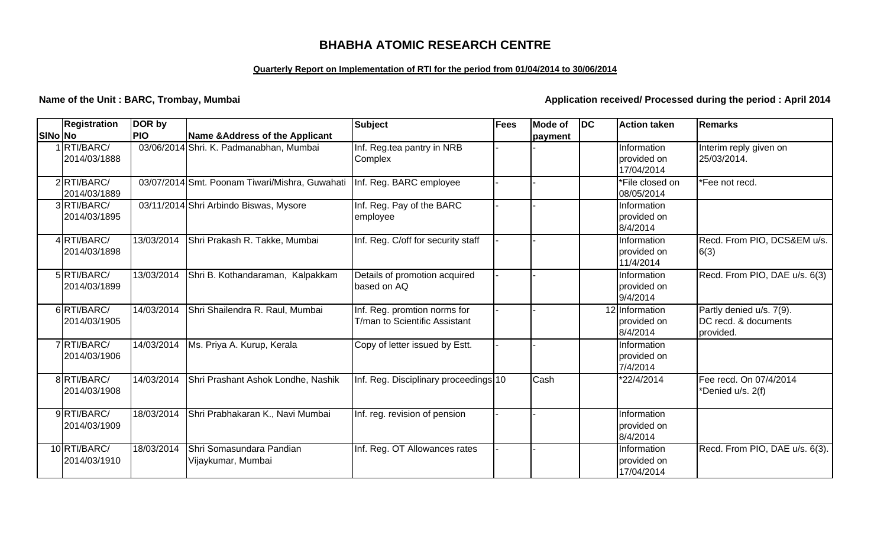# BHABHA ATOMIC RESEARCH CENTRE

**Quarterly Report on Implementation of RTI for the period from 01/04/2014 to 30/06/2014**

**Name of the Unit : BARC, Trombay, Mumbai**

**Application received/ Processed during the period : April 2014**

| SlNo | Registration No | DOR by PIO | Name &Address of the Applicant | Subject | Fees | Mode of payment | DC | Action taken | Remarks |
|---|---|---|---|---|---|---|---|---|---|
| 1 | RTI/BARC/ 2014/03/1888 | 03/06/2014 | Shri. K. Padmanabhan, Mumbai | Inf. Reg.tea pantry in NRB Complex | - | - | | Information provided on 17/04/2014 | Interim reply given on 25/03/2014. |
| 2 | RTI/BARC/ 2014/03/1889 | 03/07/2014 | Smt. Poonam Tiwari/Mishra, Guwahati | Inf. Reg. BARC employee | - | - | | *File closed on 08/05/2014 | *Fee not recd. |
| 3 | RTI/BARC/ 2014/03/1895 | 03/11/2014 | Shri Arbindo Biswas, Mysore | Inf. Reg. Pay of the BARC employee | - | - | | Information provided on 8/4/2014 | |
| 4 | RTI/BARC/ 2014/03/1898 | 13/03/2014 | Shri Prakash R. Takke, Mumbai | Inf. Reg. C/off for security staff | - | - | | Information provided on 11/4/2014 | Recd. From PIO, DCS&EM u/s. 6(3) |
| 5 | RTI/BARC/ 2014/03/1899 | 13/03/2014 | Shri B. Kothandaraman, Kalpakkam | Details of promotion acquired based on AQ | - | - | | Information provided on 9/4/2014 | Recd. From PIO, DAE u/s. 6(3) |
| 6 | RTI/BARC/ 2014/03/1905 | 14/03/2014 | Shri Shailendra R. Raul, Mumbai | Inf. Reg. promtion norms for T/man to Scientific Assistant | - | - | 12 | Information provided on 8/4/2014 | Partly denied u/s. 7(9). DC recd. & documents provided. |
| 7 | RTI/BARC/ 2014/03/1906 | 14/03/2014 | Ms. Priya A. Kurup, Kerala | Copy of letter issued by Estt. | - | - | | Information provided on 7/4/2014 | |
| 8 | RTI/BARC/ 2014/03/1908 | 14/03/2014 | Shri Prashant Ashok Londhe, Nashik | Inf. Reg. Disciplinary proceedings | 10 | Cash | | *22/4/2014 | Fee recd. On 07/4/2014 *Denied u/s. 2(f) |
| 9 | RTI/BARC/ 2014/03/1909 | 18/03/2014 | Shri Prabhakaran K., Navi Mumbai | Inf. reg. revision of pension | - | - | | Information provided on 8/4/2014 | |
| 10 | RTI/BARC/ 2014/03/1910 | 18/03/2014 | Shri Somasundara Pandian Vijaykumar, Mumbai | Inf. Reg. OT Allowances rates | - | - | | Information provided on 17/04/2014 | Recd. From PIO, DAE u/s. 6(3). |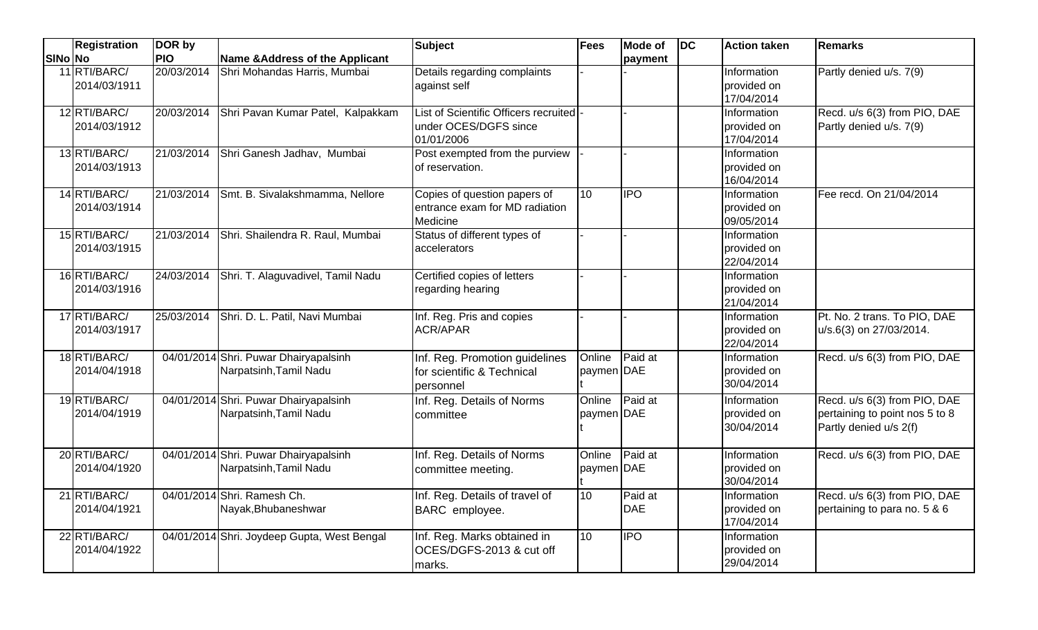| SlNo | Registration No | DOR by PIO | Name &Address of the Applicant | Subject | Fees | Mode of payment | DC | Action taken | Remarks |
|---|---|---|---|---|---|---|---|---|---|
| 11 | RTI/BARC/ 2014/03/1911 | 20/03/2014 | Shri Mohandas Harris, Mumbai | Details regarding complaints against self | - | - | | Information provided on 17/04/2014 | Partly denied u/s. 7(9) |
| 12 | RTI/BARC/ 2014/03/1912 | 20/03/2014 | Shri Pavan Kumar Patel, Kalpakkam | List of Scientific Officers recruited under OCES/DGFS since 01/01/2006 | - | - | | Information provided on 17/04/2014 | Recd. u/s 6(3) from PIO, DAE Partly denied u/s. 7(9) |
| 13 | RTI/BARC/ 2014/03/1913 | 21/03/2014 | Shri Ganesh Jadhav, Mumbai | Post exempted from the purview of reservation. | - | - | | Information provided on 16/04/2014 | |
| 14 | RTI/BARC/ 2014/03/1914 | 21/03/2014 | Smt. B. Sivalakshmamma, Nellore | Copies of question papers of entrance exam for MD radiation Medicine | 10 | IPO | | Information provided on 09/05/2014 | Fee recd. On 21/04/2014 |
| 15 | RTI/BARC/ 2014/03/1915 | 21/03/2014 | Shri. Shailendra R. Raul, Mumbai | Status of different types of accelerators | - | - | | Information provided on 22/04/2014 | |
| 16 | RTI/BARC/ 2014/03/1916 | 24/03/2014 | Shri. T. Alaguvadivel, Tamil Nadu | Certified copies of letters regarding hearing | - | - | | Information provided on 21/04/2014 | |
| 17 | RTI/BARC/ 2014/03/1917 | 25/03/2014 | Shri. D. L. Patil, Navi Mumbai | Inf. Reg. Pris and copies ACR/APAR | - | - | | Information provided on 22/04/2014 | Pt. No. 2 trans. To PIO, DAE u/s.6(3) on 27/03/2014. |
| 18 | RTI/BARC/ 2014/04/1918 | 04/01/2014 | Shri. Puwar Dhairyapalsinh Narpatsinh,Tamil Nadu | Inf. Reg. Promotion guidelines for scientific & Technical personnel | Online payment | Paid at DAE | | Information provided on 30/04/2014 | Recd. u/s 6(3) from PIO, DAE |
| 19 | RTI/BARC/ 2014/04/1919 | 04/01/2014 | Shri. Puwar Dhairyapalsinh Narpatsinh,Tamil Nadu | Inf. Reg. Details of Norms committee | Online payment | Paid at DAE | | Information provided on 30/04/2014 | Recd. u/s 6(3) from PIO, DAE pertaining to point nos 5 to 8 Partly denied u/s 2(f) |
| 20 | RTI/BARC/ 2014/04/1920 | 04/01/2014 | Shri. Puwar Dhairyapalsinh Narpatsinh,Tamil Nadu | Inf. Reg. Details of Norms committee meeting. | Online payment | Paid at DAE | | Information provided on 30/04/2014 | Recd. u/s 6(3) from PIO, DAE |
| 21 | RTI/BARC/ 2014/04/1921 | 04/01/2014 | Shri. Ramesh Ch. Nayak,Bhubaneshwar | Inf. Reg. Details of travel of BARC employee. | 10 | Paid at DAE | | Information provided on 17/04/2014 | Recd. u/s 6(3) from PIO, DAE pertaining to para no. 5 & 6 |
| 22 | RTI/BARC/ 2014/04/1922 | 04/01/2014 | Shri. Joydeep Gupta, West Bengal | Inf. Reg. Marks obtained in OCES/DGFS-2013 & cut off marks. | 10 | IPO | | Information provided on 29/04/2014 | |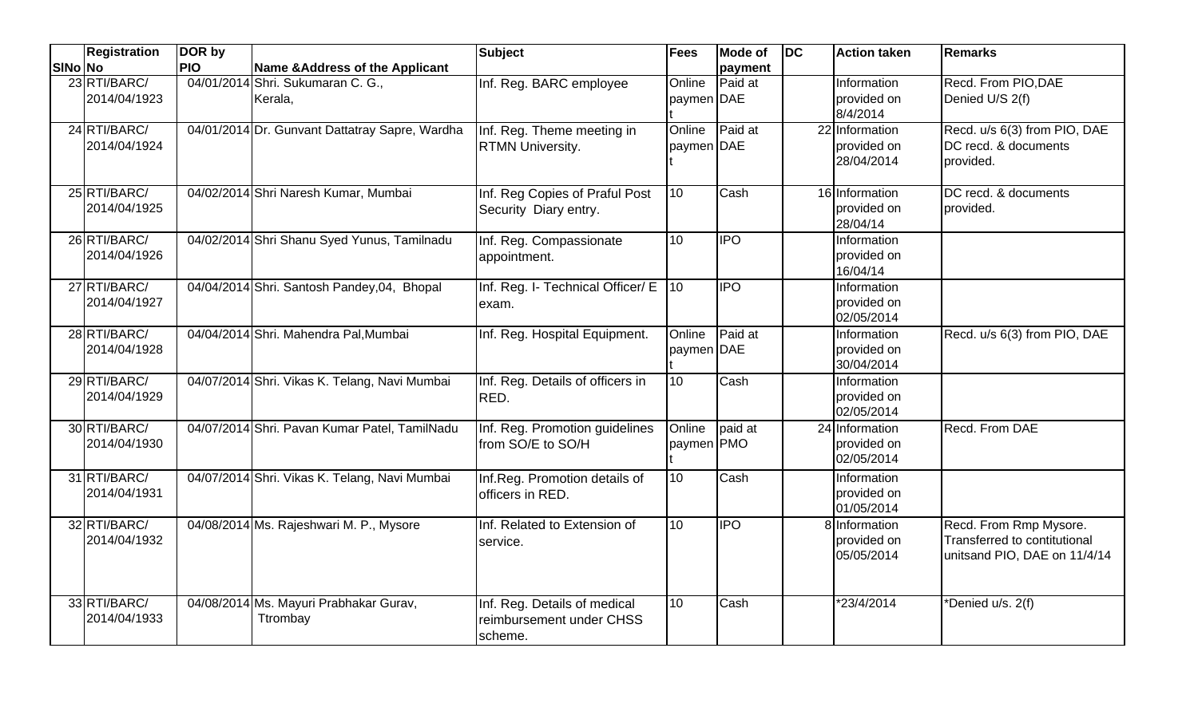| SlNo | Registration No | DOR by PIO | Name &Address of the Applicant | Subject | Fees | Mode of payment | DC | Action taken | Remarks |
|---|---|---|---|---|---|---|---|---|---|
| 23 | RTI/BARC/ 2014/04/1923 | 04/01/2014 | Shri. Sukumaran C. G., Kerala, | Inf. Reg. BARC employee | Online payment | Paid at DAE | | Information provided on 8/4/2014 | Recd. From PIO,DAE Denied U/S 2(f) |
| 24 | RTI/BARC/ 2014/04/1924 | 04/01/2014 | Dr. Gunvant Dattatray Sapre, Wardha | Inf. Reg. Theme meeting in RTMN University. | Online payment | Paid at DAE | 22 | Information provided on 28/04/2014 | Recd. u/s 6(3) from PIO, DAE DC recd. & documents provided. |
| 25 | RTI/BARC/ 2014/04/1925 | 04/02/2014 | Shri Naresh Kumar, Mumbai | Inf. Reg Copies of Praful Post Security Diary entry. | 10 | Cash | 16 | Information provided on 28/04/14 | DC recd. & documents provided. |
| 26 | RTI/BARC/ 2014/04/1926 | 04/02/2014 | Shri Shanu Syed Yunus, Tamilnadu | Inf. Reg. Compassionate appointment. | 10 | IPO | | Information provided on 16/04/14 | |
| 27 | RTI/BARC/ 2014/04/1927 | 04/04/2014 | Shri. Santosh Pandey,04, Bhopal | Inf. Reg. I- Technical Officer/ E exam. | 10 | IPO | | Information provided on 02/05/2014 | |
| 28 | RTI/BARC/ 2014/04/1928 | 04/04/2014 | Shri. Mahendra Pal,Mumbai | Inf. Reg. Hospital Equipment. | Online payment | Paid at DAE | | Information provided on 30/04/2014 | Recd. u/s 6(3) from PIO, DAE |
| 29 | RTI/BARC/ 2014/04/1929 | 04/07/2014 | Shri. Vikas K. Telang, Navi Mumbai | Inf. Reg. Details of officers in RED. | 10 | Cash | | Information provided on 02/05/2014 | |
| 30 | RTI/BARC/ 2014/04/1930 | 04/07/2014 | Shri. Pavan Kumar Patel, TamilNadu | Inf. Reg. Promotion guidelines from SO/E to SO/H | Online payment | paid at PMO | 24 | Information provided on 02/05/2014 | Recd. From DAE |
| 31 | RTI/BARC/ 2014/04/1931 | 04/07/2014 | Shri. Vikas K. Telang, Navi Mumbai | Inf.Reg. Promotion details of officers in RED. | 10 | Cash | | Information provided on 01/05/2014 | |
| 32 | RTI/BARC/ 2014/04/1932 | 04/08/2014 | Ms. Rajeshwari M. P., Mysore | Inf. Related to Extension of service. | 10 | IPO | 8 | Information provided on 05/05/2014 | Recd. From Rmp Mysore. Transferred to contitutional unitsand PIO, DAE on 11/4/14 |
| 33 | RTI/BARC/ 2014/04/1933 | 04/08/2014 | Ms. Mayuri Prabhakar Gurav, Ttrombay | Inf. Reg. Details of medical reimbursement under CHSS scheme. | 10 | Cash | | *23/4/2014 | *Denied u/s. 2(f) |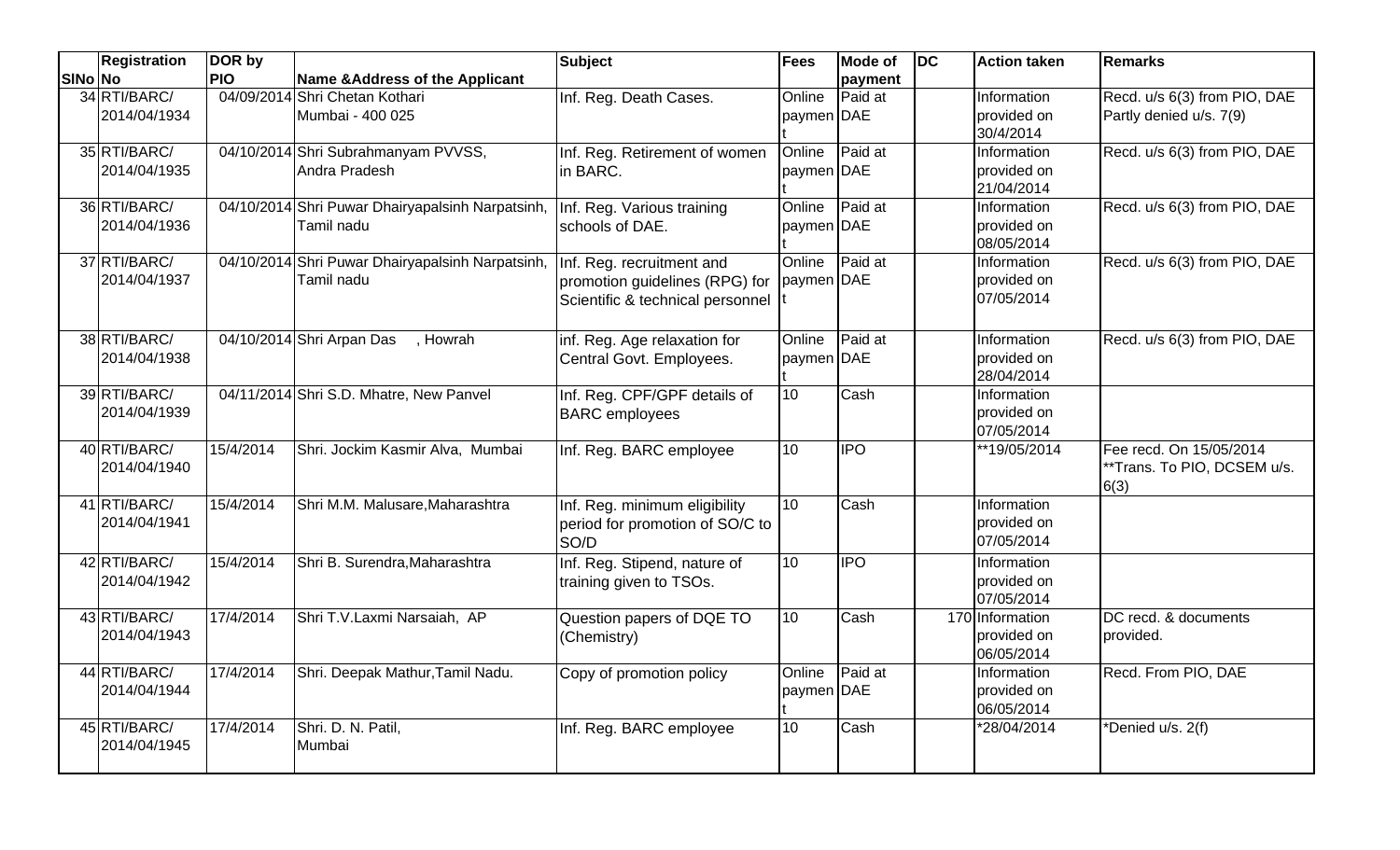| SlNo | Registration No | DOR by PIO | Name &Address of the Applicant | Subject | Fees | Mode of payment | DC | Action taken | Remarks |
|---|---|---|---|---|---|---|---|---|---|
| 34 | RTI/BARC/ 2014/04/1934 | 04/09/2014 | Shri Chetan Kothari Mumbai - 400 025 | Inf. Reg. Death Cases. | Online payment | Paid at DAE | | Information provided on 30/4/2014 | Recd. u/s 6(3) from PIO, DAE Partly denied u/s. 7(9) |
| 35 | RTI/BARC/ 2014/04/1935 | 04/10/2014 | Shri Subrahmanyam PVVSS, Andra Pradesh | Inf. Reg. Retirement of women in BARC. | Online payment | Paid at DAE | | Information provided on 21/04/2014 | Recd. u/s 6(3) from PIO, DAE |
| 36 | RTI/BARC/ 2014/04/1936 | 04/10/2014 | Shri Puwar Dhairyapalsinh Narpatsinh, Tamil nadu | Inf. Reg. Various training schools of DAE. | Online payment | Paid at DAE | | Information provided on 08/05/2014 | Recd. u/s 6(3) from PIO, DAE |
| 37 | RTI/BARC/ 2014/04/1937 | 04/10/2014 | Shri Puwar Dhairyapalsinh Narpatsinh, Tamil nadu | Inf. Reg. recruitment and promotion guidelines (RPG) for Scientific & technical personnel | Online payment | Paid at DAE | | Information provided on 07/05/2014 | Recd. u/s 6(3) from PIO, DAE |
| 38 | RTI/BARC/ 2014/04/1938 | 04/10/2014 | Shri Arpan Das , Howrah | inf. Reg. Age relaxation for Central Govt. Employees. | Online payment | Paid at DAE | | Information provided on 28/04/2014 | Recd. u/s 6(3) from PIO, DAE |
| 39 | RTI/BARC/ 2014/04/1939 | 04/11/2014 | Shri S.D. Mhatre, New Panvel | Inf. Reg. CPF/GPF details of BARC employees | 10 | Cash | | Information provided on 07/05/2014 | |
| 40 | RTI/BARC/ 2014/04/1940 | 15/4/2014 | Shri. Jockim Kasmir Alva, Mumbai | Inf. Reg. BARC employee | 10 | IPO | | **19/05/2014 | Fee recd. On 15/05/2014 **Trans. To PIO, DCSEM u/s. 6(3) |
| 41 | RTI/BARC/ 2014/04/1941 | 15/4/2014 | Shri M.M. Malusare,Maharashtra | Inf. Reg. minimum eligibility period for promotion of SO/C to SO/D | 10 | Cash | | Information provided on 07/05/2014 | |
| 42 | RTI/BARC/ 2014/04/1942 | 15/4/2014 | Shri B. Surendra,Maharashtra | Inf. Reg. Stipend, nature of training given to TSOs. | 10 | IPO | | Information provided on 07/05/2014 | |
| 43 | RTI/BARC/ 2014/04/1943 | 17/4/2014 | Shri T.V.Laxmi Narsaiah, AP | Question papers of DQE TO (Chemistry) | 10 | Cash | 170 | Information provided on 06/05/2014 | DC recd. & documents provided. |
| 44 | RTI/BARC/ 2014/04/1944 | 17/4/2014 | Shri. Deepak Mathur,Tamil Nadu. | Copy of promotion policy | Online payment | Paid at DAE | | Information provided on 06/05/2014 | Recd. From PIO, DAE |
| 45 | RTI/BARC/ 2014/04/1945 | 17/4/2014 | Shri. D. N. Patil, Mumbai | Inf. Reg. BARC employee | 10 | Cash | | *28/04/2014 | *Denied u/s. 2(f) |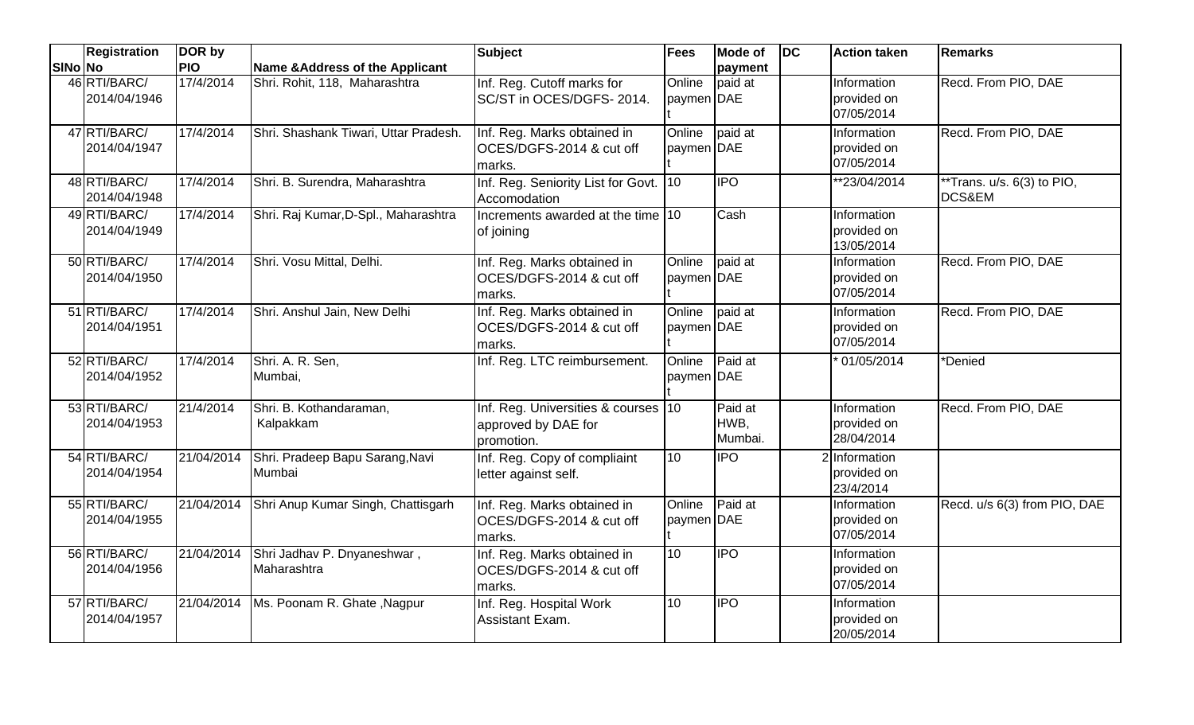| SlNo | Registration No | DOR by PIO | Name &Address of the Applicant | Subject | Fees | Mode of payment | DC | Action taken | Remarks |
|---|---|---|---|---|---|---|---|---|---|
| 46 | RTI/BARC/ 2014/04/1946 | 17/4/2014 | Shri. Rohit, 118, Maharashtra | Inf. Reg. Cutoff marks for SC/ST in OCES/DGFS- 2014. | Online payment | paid at DAE | | Information provided on 07/05/2014 | Recd. From PIO, DAE |
| 47 | RTI/BARC/ 2014/04/1947 | 17/4/2014 | Shri. Shashank Tiwari, Uttar Pradesh. | Inf. Reg. Marks obtained in OCES/DGFS-2014 & cut off marks. | Online payment | paid at DAE | | Information provided on 07/05/2014 | Recd. From PIO, DAE |
| 48 | RTI/BARC/ 2014/04/1948 | 17/4/2014 | Shri. B. Surendra, Maharashtra | Inf. Reg. Seniority List for Govt. Accomodation | 10 | IPO | | **23/04/2014 | **Trans. u/s. 6(3) to PIO, DCS&EM |
| 49 | RTI/BARC/ 2014/04/1949 | 17/4/2014 | Shri. Raj Kumar,D-Spl., Maharashtra | Increments awarded at the time of joining | 10 | Cash | | Information provided on 13/05/2014 | |
| 50 | RTI/BARC/ 2014/04/1950 | 17/4/2014 | Shri. Vosu Mittal, Delhi. | Inf. Reg. Marks obtained in OCES/DGFS-2014 & cut off marks. | Online payment | paid at DAE | | Information provided on 07/05/2014 | Recd. From PIO, DAE |
| 51 | RTI/BARC/ 2014/04/1951 | 17/4/2014 | Shri. Anshul Jain, New Delhi | Inf. Reg. Marks obtained in OCES/DGFS-2014 & cut off marks. | Online payment | paid at DAE | | Information provided on 07/05/2014 | Recd. From PIO, DAE |
| 52 | RTI/BARC/ 2014/04/1952 | 17/4/2014 | Shri. A. R. Sen, Mumbai, | Inf. Reg. LTC reimbursement. | Online payment | Paid at DAE | | * 01/05/2014 | *Denied |
| 53 | RTI/BARC/ 2014/04/1953 | 21/4/2014 | Shri. B. Kothandaraman, Kalpakkam | Inf. Reg. Universities & courses approved by DAE for promotion. | 10 | Paid at HWB, Mumbai. | | Information provided on 28/04/2014 | Recd. From PIO, DAE |
| 54 | RTI/BARC/ 2014/04/1954 | 21/04/2014 | Shri. Pradeep Bapu Sarang,Navi Mumbai | Inf. Reg. Copy of compliaint letter against self. | 10 | IPO | 2 | Information provided on 23/4/2014 | |
| 55 | RTI/BARC/ 2014/04/1955 | 21/04/2014 | Shri Anup Kumar Singh, Chattisgarh | Inf. Reg. Marks obtained in OCES/DGFS-2014 & cut off marks. | Online payment | Paid at DAE | | Information provided on 07/05/2014 | Recd. u/s 6(3) from PIO, DAE |
| 56 | RTI/BARC/ 2014/04/1956 | 21/04/2014 | Shri Jadhav P. Dnyaneshwar , Maharashtra | Inf. Reg. Marks obtained in OCES/DGFS-2014 & cut off marks. | 10 | IPO | | Information provided on 07/05/2014 | |
| 57 | RTI/BARC/ 2014/04/1957 | 21/04/2014 | Ms. Poonam R. Ghate ,Nagpur | Inf. Reg. Hospital Work Assistant Exam. | 10 | IPO | | Information provided on 20/05/2014 | |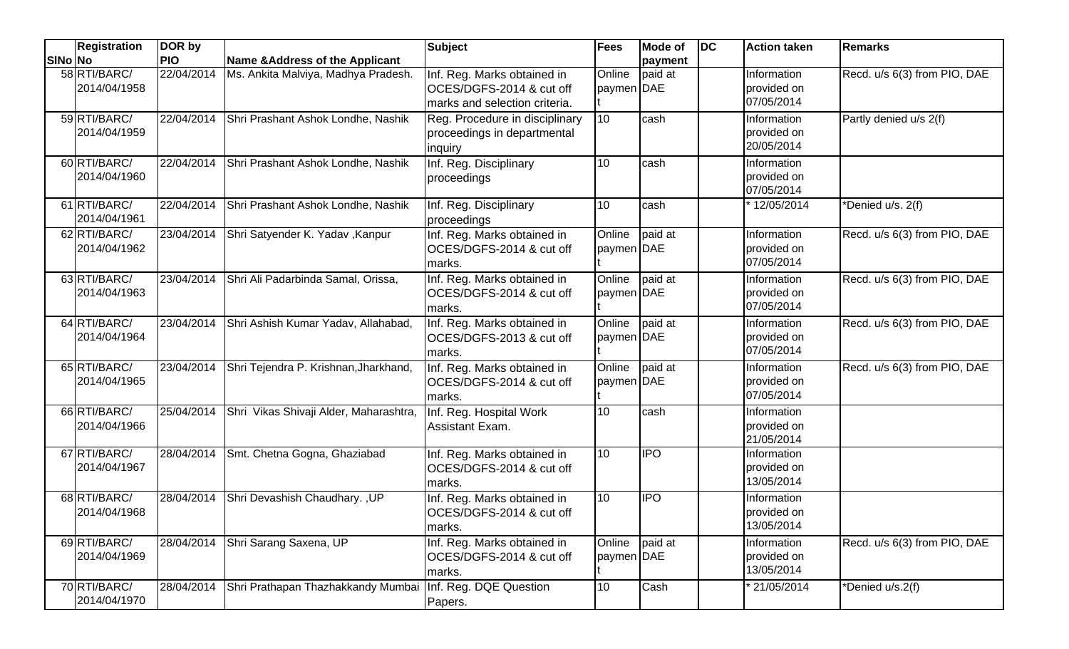| SlNo | Registration No | DOR by PIO | Name &Address of the Applicant | Subject | Fees | Mode of payment | DC | Action taken | Remarks |
|---|---|---|---|---|---|---|---|---|---|
| 58 | RTI/BARC/ 2014/04/1958 | 22/04/2014 | Ms. Ankita Malviya, Madhya Pradesh. | Inf. Reg. Marks obtained in OCES/DGFS-2014 & cut off marks and selection criteria. | Online payment | paid at DAE | | Information provided on 07/05/2014 | Recd. u/s 6(3) from PIO, DAE |
| 59 | RTI/BARC/ 2014/04/1959 | 22/04/2014 | Shri Prashant Ashok Londhe, Nashik | Reg. Procedure in disciplinary proceedings in departmental inquiry | 10 | cash | | Information provided on 20/05/2014 | Partly denied u/s 2(f) |
| 60 | RTI/BARC/ 2014/04/1960 | 22/04/2014 | Shri Prashant Ashok Londhe, Nashik | Inf. Reg. Disciplinary proceedings | 10 | cash | | Information provided on 07/05/2014 | |
| 61 | RTI/BARC/ 2014/04/1961 | 22/04/2014 | Shri Prashant Ashok Londhe, Nashik | Inf. Reg. Disciplinary proceedings | 10 | cash | | * 12/05/2014 | *Denied u/s. 2(f) |
| 62 | RTI/BARC/ 2014/04/1962 | 23/04/2014 | Shri Satyender K. Yadav ,Kanpur | Inf. Reg. Marks obtained in OCES/DGFS-2014 & cut off marks. | Online payment | paid at DAE | | Information provided on 07/05/2014 | Recd. u/s 6(3) from PIO, DAE |
| 63 | RTI/BARC/ 2014/04/1963 | 23/04/2014 | Shri Ali Padarbinda Samal, Orissa, | Inf. Reg. Marks obtained in OCES/DGFS-2014 & cut off marks. | Online payment | paid at DAE | | Information provided on 07/05/2014 | Recd. u/s 6(3) from PIO, DAE |
| 64 | RTI/BARC/ 2014/04/1964 | 23/04/2014 | Shri Ashish Kumar Yadav, Allahabad, | Inf. Reg. Marks obtained in OCES/DGFS-2013 & cut off marks. | Online payment | paid at DAE | | Information provided on 07/05/2014 | Recd. u/s 6(3) from PIO, DAE |
| 65 | RTI/BARC/ 2014/04/1965 | 23/04/2014 | Shri Tejendra P. Krishnan,Jharkhand, | Inf. Reg. Marks obtained in OCES/DGFS-2014 & cut off marks. | Online payment | paid at DAE | | Information provided on 07/05/2014 | Recd. u/s 6(3) from PIO, DAE |
| 66 | RTI/BARC/ 2014/04/1966 | 25/04/2014 | Shri Vikas Shivaji Alder, Maharashtra, | Inf. Reg. Hospital Work Assistant Exam. | 10 | cash | | Information provided on 21/05/2014 | |
| 67 | RTI/BARC/ 2014/04/1967 | 28/04/2014 | Smt. Chetna Gogna, Ghaziabad | Inf. Reg. Marks obtained in OCES/DGFS-2014 & cut off marks. | 10 | IPO | | Information provided on 13/05/2014 | |
| 68 | RTI/BARC/ 2014/04/1968 | 28/04/2014 | Shri Devashish Chaudhary. ,UP | Inf. Reg. Marks obtained in OCES/DGFS-2014 & cut off marks. | 10 | IPO | | Information provided on 13/05/2014 | |
| 69 | RTI/BARC/ 2014/04/1969 | 28/04/2014 | Shri Sarang Saxena, UP | Inf. Reg. Marks obtained in OCES/DGFS-2014 & cut off marks. | Online payment | paid at DAE | | Information provided on 13/05/2014 | Recd. u/s 6(3) from PIO, DAE |
| 70 | RTI/BARC/ 2014/04/1970 | 28/04/2014 | Shri Prathapan Thazhakkandy Mumbai | Inf. Reg. DQE Question Papers. | 10 | Cash | | * 21/05/2014 | *Denied u/s.2(f) |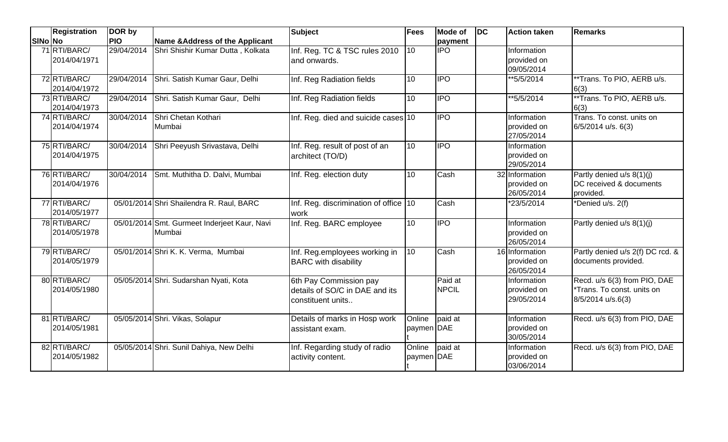| SlNo | Registration No | DOR by PIO | Name &Address of the Applicant | Subject | Fees | Mode of payment | DC | Action taken | Remarks |
|---|---|---|---|---|---|---|---|---|---|
| 71 | RTI/BARC/ 2014/04/1971 | 29/04/2014 | Shri Shishir Kumar Dutta , Kolkata | Inf. Reg. TC & TSC rules 2010 and onwards. | 10 | IPO | | Information provided on 09/05/2014 | |
| 72 | RTI/BARC/ 2014/04/1972 | 29/04/2014 | Shri. Satish Kumar Gaur, Delhi | Inf. Reg Radiation fields | 10 | IPO | | **5/5/2014 | **Trans. To PIO, AERB u/s. 6(3) |
| 73 | RTI/BARC/ 2014/04/1973 | 29/04/2014 | Shri. Satish Kumar Gaur, Delhi | Inf. Reg Radiation fields | 10 | IPO | | **5/5/2014 | **Trans. To PIO, AERB u/s. 6(3) |
| 74 | RTI/BARC/ 2014/04/1974 | 30/04/2014 | Shri Chetan Kothari Mumbai | Inf. Reg. died and suicide cases | 10 | IPO | | Information provided on 27/05/2014 | Trans. To const. units on 6/5/2014 u/s. 6(3) |
| 75 | RTI/BARC/ 2014/04/1975 | 30/04/2014 | Shri Peeyush Srivastava, Delhi | Inf. Reg. result of post of an architect (TO/D) | 10 | IPO | | Information provided on 29/05/2014 | |
| 76 | RTI/BARC/ 2014/04/1976 | 30/04/2014 | Smt. Muthitha D. Dalvi, Mumbai | Inf. Reg. election duty | 10 | Cash | 32 | Information provided on 26/05/2014 | Partly denied u/s 8(1)(j) DC received & documents provided. |
| 77 | RTI/BARC/ 2014/05/1977 | 05/01/2014 | Shri Shailendra R. Raul, BARC | Inf. Reg. discrimination of office work | 10 | Cash | | *23/5/2014 | *Denied u/s. 2(f) |
| 78 | RTI/BARC/ 2014/05/1978 | 05/01/2014 | Smt. Gurmeet Inderjeet Kaur, Navi Mumbai | Inf. Reg. BARC employee | 10 | IPO | | Information provided on 26/05/2014 | Partly denied u/s 8(1)(j) |
| 79 | RTI/BARC/ 2014/05/1979 | 05/01/2014 | Shri K. K. Verma, Mumbai | Inf. Reg.employees working in BARC with disability | 10 | Cash | 16 | Information provided on 26/05/2014 | Partly denied u/s 2(f) DC rcd. & documents provided. |
| 80 | RTI/BARC/ 2014/05/1980 | 05/05/2014 | Shri. Sudarshan Nyati, Kota | 6th Pay Commission pay details of SO/C in DAE and its constituent units.. | | Paid at NPCIL | | Information provided on 29/05/2014 | Recd. u/s 6(3) from PIO, DAE *Trans. To const. units on 8/5/2014 u/s.6(3) |
| 81 | RTI/BARC/ 2014/05/1981 | 05/05/2014 | Shri. Vikas, Solapur | Details of marks in Hosp work assistant exam. | Online payment | paid at DAE | | Information provided on 30/05/2014 | Recd. u/s 6(3) from PIO, DAE |
| 82 | RTI/BARC/ 2014/05/1982 | 05/05/2014 | Shri. Sunil Dahiya, New Delhi | Inf. Regarding study of radio activity content. | Online payment | paid at DAE | | Information provided on 03/06/2014 | Recd. u/s 6(3) from PIO, DAE |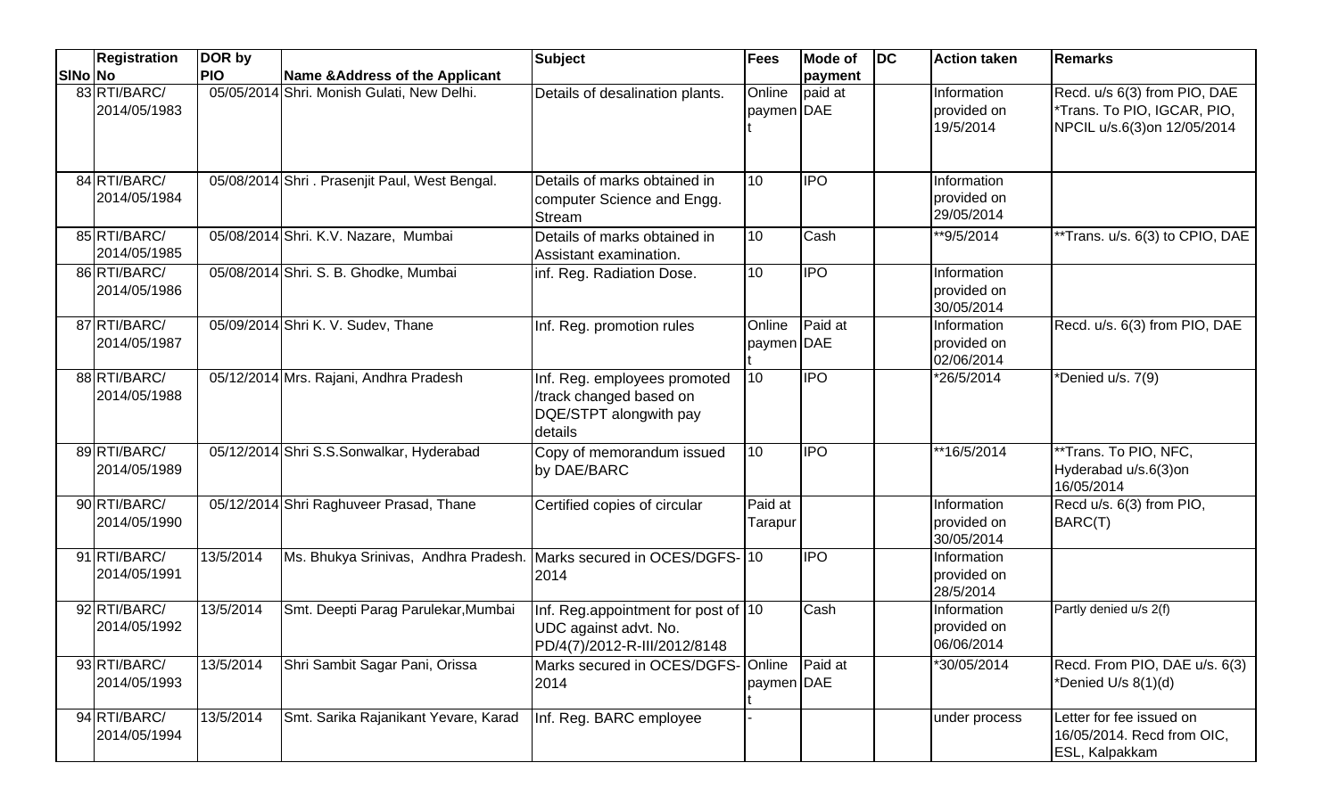| SlNo | Registration No | DOR by PIO | Name &Address of the Applicant | Subject | Fees | Mode of payment | DC | Action taken | Remarks |
|---|---|---|---|---|---|---|---|---|---|
| 83 | RTI/BARC/ 2014/05/1983 | 05/05/2014 | Shri. Monish Gulati, New Delhi. | Details of desalination plants. | Online payment | paid at DAE | | Information provided on 19/5/2014 | Recd. u/s 6(3) from PIO, DAE *Trans. To PIO, IGCAR, PIO, NPCIL u/s.6(3)on 12/05/2014 |
| 84 | RTI/BARC/ 2014/05/1984 | 05/08/2014 | Shri . Prasenjit Paul, West Bengal. | Details of marks obtained in computer Science and Engg. Stream | 10 | IPO | | Information provided on 29/05/2014 | |
| 85 | RTI/BARC/ 2014/05/1985 | 05/08/2014 | Shri. K.V. Nazare, Mumbai | Details of marks obtained in Assistant examination. | 10 | Cash | | **9/5/2014 | **Trans. u/s. 6(3) to CPIO, DAE |
| 86 | RTI/BARC/ 2014/05/1986 | 05/08/2014 | Shri. S. B. Ghodke, Mumbai | inf. Reg. Radiation Dose. | 10 | IPO | | Information provided on 30/05/2014 | |
| 87 | RTI/BARC/ 2014/05/1987 | 05/09/2014 | Shri K. V. Sudev, Thane | Inf. Reg. promotion rules | Online payment | Paid at DAE | | Information provided on 02/06/2014 | Recd. u/s. 6(3) from PIO, DAE |
| 88 | RTI/BARC/ 2014/05/1988 | 05/12/2014 | Mrs. Rajani, Andhra Pradesh | Inf. Reg. employees promoted /track changed based on DQE/STPT alongwith pay details | 10 | IPO | | *26/5/2014 | *Denied u/s. 7(9) |
| 89 | RTI/BARC/ 2014/05/1989 | 05/12/2014 | Shri S.S.Sonwalkar, Hyderabad | Copy of memorandum issued by DAE/BARC | 10 | IPO | | **16/5/2014 | **Trans. To PIO, NFC, Hyderabad u/s.6(3)on 16/05/2014 |
| 90 | RTI/BARC/ 2014/05/1990 | 05/12/2014 | Shri Raghuveer Prasad, Thane | Certified copies of circular | Paid at Tarapur | | | Information provided on 30/05/2014 | Recd u/s. 6(3) from PIO, BARC(T) |
| 91 | RTI/BARC/ 2014/05/1991 | 13/5/2014 | Ms. Bhukya Srinivas, Andhra Pradesh. | Marks secured in OCES/DGFS-2014 | 10 | IPO | | Information provided on 28/5/2014 | |
| 92 | RTI/BARC/ 2014/05/1992 | 13/5/2014 | Smt. Deepti Parag Parulekar,Mumbai | Inf. Reg.appointment for post of UDC against advt. No. PD/4(7)/2012-R-III/2012/8148 | 10 | Cash | | Information provided on 06/06/2014 | Partly denied u/s 2(f) |
| 93 | RTI/BARC/ 2014/05/1993 | 13/5/2014 | Shri Sambit Sagar Pani, Orissa | Marks secured in OCES/DGFS-2014 | Online payment | Paid at DAE | | *30/05/2014 | Recd. From PIO, DAE u/s. 6(3) *Denied U/s 8(1)(d) |
| 94 | RTI/BARC/ 2014/05/1994 | 13/5/2014 | Smt. Sarika Rajanikant Yevare, Karad | Inf. Reg. BARC employee | - | | | under process | Letter for fee issued on 16/05/2014. Recd from OIC, ESL, Kalpakkam |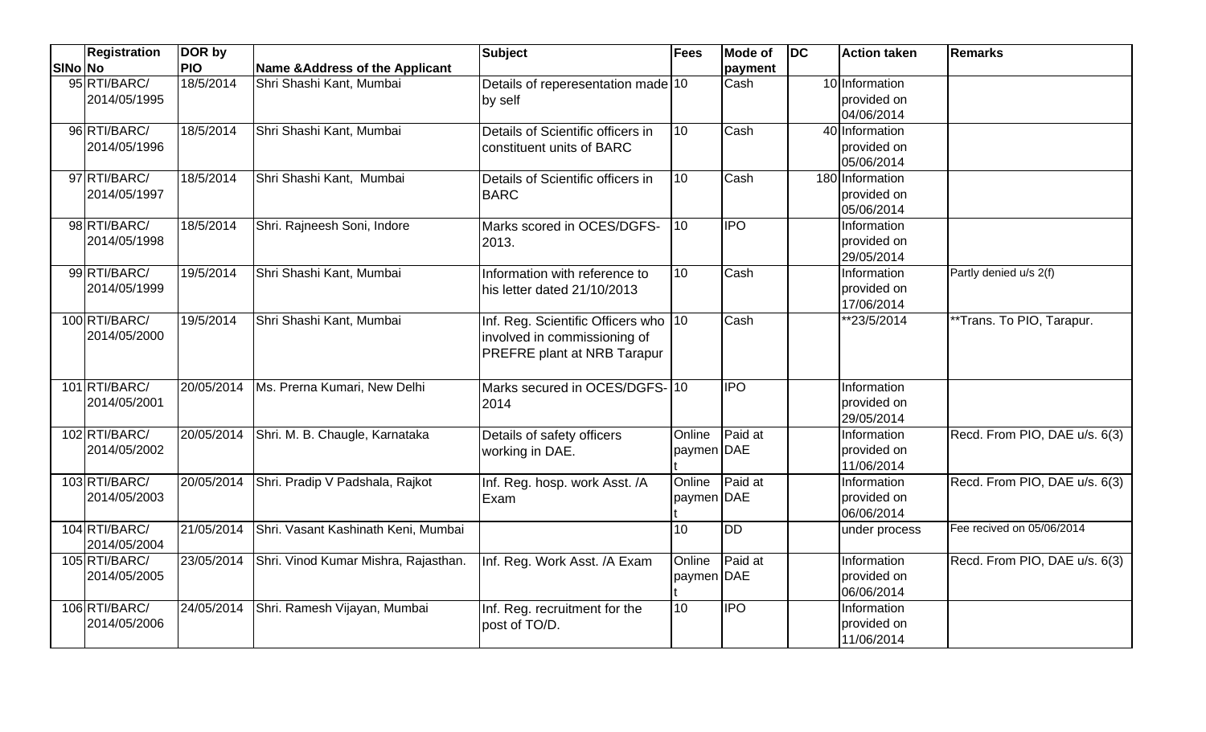| SlNo | Registration No | DOR by PIO | Name &Address of the Applicant | Subject | Fees | Mode of payment | DC | Action taken | Remarks |
|---|---|---|---|---|---|---|---|---|---|
| 95 | RTI/BARC/ 2014/05/1995 | 18/5/2014 | Shri Shashi Kant, Mumbai | Details of reperesentation made by self | 10 | Cash | 10 | Information provided on 04/06/2014 | |
| 96 | RTI/BARC/ 2014/05/1996 | 18/5/2014 | Shri Shashi Kant, Mumbai | Details of Scientific officers in constituent units of BARC | 10 | Cash | 40 | Information provided on 05/06/2014 | |
| 97 | RTI/BARC/ 2014/05/1997 | 18/5/2014 | Shri Shashi Kant, Mumbai | Details of Scientific officers in BARC | 10 | Cash | 180 | Information provided on 05/06/2014 | |
| 98 | RTI/BARC/ 2014/05/1998 | 18/5/2014 | Shri. Rajneesh Soni, Indore | Marks scored in OCES/DGFS-2013. | 10 | IPO | | Information provided on 29/05/2014 | |
| 99 | RTI/BARC/ 2014/05/1999 | 19/5/2014 | Shri Shashi Kant, Mumbai | Information with reference to his letter dated 21/10/2013 | 10 | Cash | | Information provided on 17/06/2014 | Partly denied u/s 2(f) |
| 100 | RTI/BARC/ 2014/05/2000 | 19/5/2014 | Shri Shashi Kant, Mumbai | Inf. Reg. Scientific Officers who involved in commissioning of PREFRE plant at NRB Tarapur | 10 | Cash | | **23/5/2014 | **Trans. To PIO, Tarapur. |
| 101 | RTI/BARC/ 2014/05/2001 | 20/05/2014 | Ms. Prerna Kumari, New Delhi | Marks secured in OCES/DGFS-2014 | 10 | IPO | | Information provided on 29/05/2014 | |
| 102 | RTI/BARC/ 2014/05/2002 | 20/05/2014 | Shri. M. B. Chaugle, Karnataka | Details of safety officers working in DAE. | Online payment | Paid at DAE | | Information provided on 11/06/2014 | Recd. From PIO, DAE u/s. 6(3) |
| 103 | RTI/BARC/ 2014/05/2003 | 20/05/2014 | Shri. Pradip V Padshala, Rajkot | Inf. Reg. hosp. work Asst. /A Exam | Online payment | Paid at DAE | | Information provided on 06/06/2014 | Recd. From PIO, DAE u/s. 6(3) |
| 104 | RTI/BARC/ 2014/05/2004 | 21/05/2014 | Shri. Vasant Kashinath Keni, Mumbai | | 10 | DD | | under process | Fee recived on 05/06/2014 |
| 105 | RTI/BARC/ 2014/05/2005 | 23/05/2014 | Shri. Vinod Kumar Mishra, Rajasthan. | Inf. Reg. Work Asst. /A Exam | Online payment | Paid at DAE | | Information provided on 06/06/2014 | Recd. From PIO, DAE u/s. 6(3) |
| 106 | RTI/BARC/ 2014/05/2006 | 24/05/2014 | Shri. Ramesh Vijayan, Mumbai | Inf. Reg. recruitment for the post of TO/D. | 10 | IPO | | Information provided on 11/06/2014 | |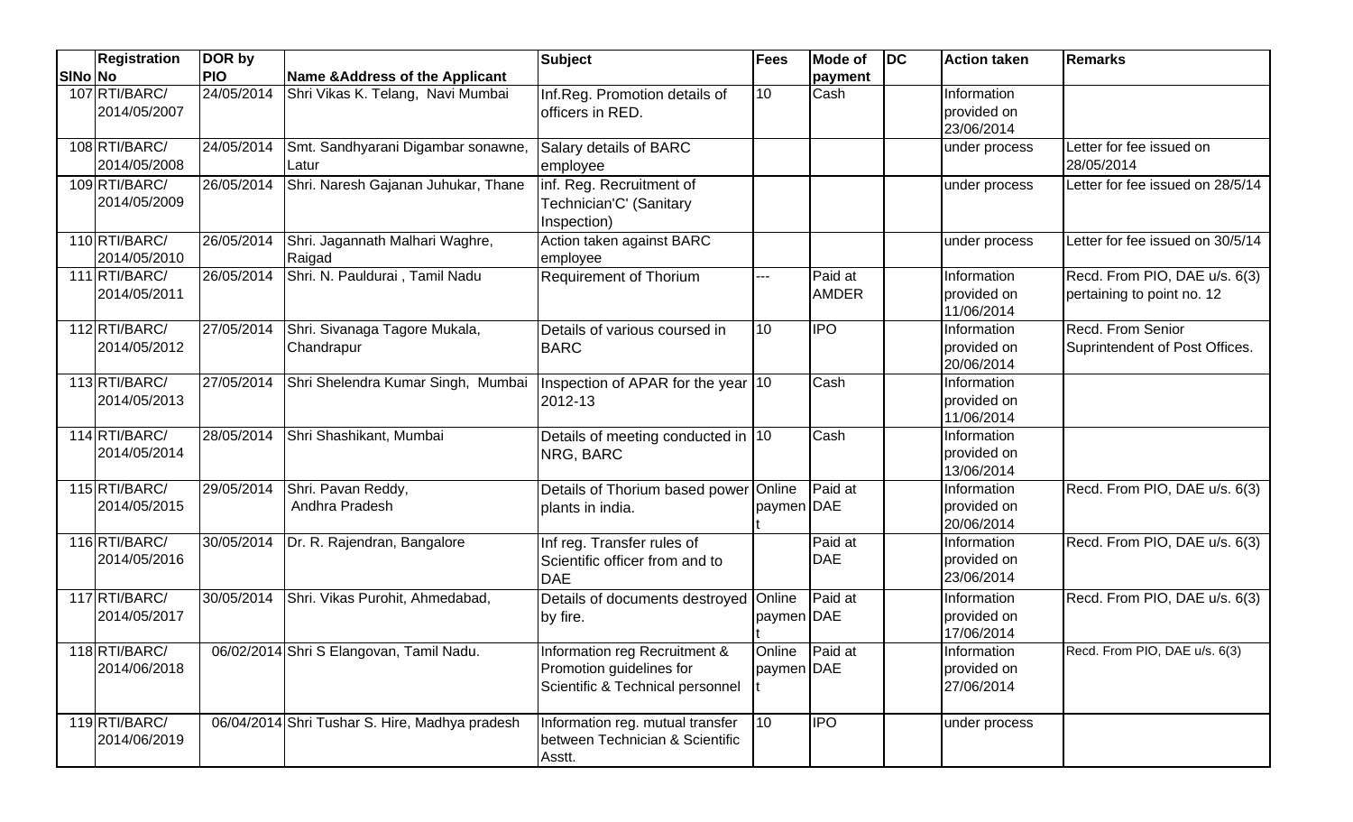| SlNo | Registration No | DOR by PIO | Name &Address of the Applicant | Subject | Fees | Mode of payment | DC | Action taken | Remarks |
|---|---|---|---|---|---|---|---|---|---|
| 107 | RTI/BARC/ 2014/05/2007 | 24/05/2014 | Shri Vikas K. Telang, Navi Mumbai | Inf.Reg. Promotion details of officers in RED. | 10 | Cash | | Information provided on 23/06/2014 | |
| 108 | RTI/BARC/ 2014/05/2008 | 24/05/2014 | Smt. Sandhyarani Digambar sonawne, Latur | Salary details of BARC employee | | | | under process | Letter for fee issued on 28/05/2014 |
| 109 | RTI/BARC/ 2014/05/2009 | 26/05/2014 | Shri. Naresh Gajanan Juhukar, Thane | inf. Reg. Recruitment of Technician'C' (Sanitary Inspection) | | | | under process | Letter for fee issued on 28/5/14 |
| 110 | RTI/BARC/ 2014/05/2010 | 26/05/2014 | Shri. Jagannath Malhari Waghre, Raigad | Action taken against BARC employee | | | | under process | Letter for fee issued on 30/5/14 |
| 111 | RTI/BARC/ 2014/05/2011 | 26/05/2014 | Shri. N. Pauldurai , Tamil Nadu | Requirement of Thorium | --- | Paid at AMDER | | Information provided on 11/06/2014 | Recd. From PIO, DAE u/s. 6(3) pertaining to point no. 12 |
| 112 | RTI/BARC/ 2014/05/2012 | 27/05/2014 | Shri. Sivanaga Tagore Mukala, Chandrapur | Details of various coursed in BARC | 10 | IPO | | Information provided on 20/06/2014 | Recd. From Senior Suprintendent of Post Offices. |
| 113 | RTI/BARC/ 2014/05/2013 | 27/05/2014 | Shri Shelendra Kumar Singh, Mumbai | Inspection of APAR for the year 2012-13 | 10 | Cash | | Information provided on 11/06/2014 | |
| 114 | RTI/BARC/ 2014/05/2014 | 28/05/2014 | Shri Shashikant, Mumbai | Details of meeting conducted in NRG, BARC | 10 | Cash | | Information provided on 13/06/2014 | |
| 115 | RTI/BARC/ 2014/05/2015 | 29/05/2014 | Shri. Pavan Reddy, Andhra Pradesh | Details of Thorium based power plants in india. | Online payment | Paid at DAE | | Information provided on 20/06/2014 | Recd. From PIO, DAE u/s. 6(3) |
| 116 | RTI/BARC/ 2014/05/2016 | 30/05/2014 | Dr. R. Rajendran, Bangalore | Inf reg. Transfer rules of Scientific officer from and to DAE | | Paid at DAE | | Information provided on 23/06/2014 | Recd. From PIO, DAE u/s. 6(3) |
| 117 | RTI/BARC/ 2014/05/2017 | 30/05/2014 | Shri. Vikas Purohit, Ahmedabad, | Details of documents destroyed by fire. | Online payment | Paid at DAE | | Information provided on 17/06/2014 | Recd. From PIO, DAE u/s. 6(3) |
| 118 | RTI/BARC/ 2014/06/2018 | 06/02/2014 | Shri S Elangovan, Tamil Nadu. | Information reg Recruitment & Promotion guidelines for Scientific & Technical personnel | Online payment | Paid at DAE | | Information provided on 27/06/2014 | Recd. From PIO, DAE u/s. 6(3) |
| 119 | RTI/BARC/ 2014/06/2019 | 06/04/2014 | Shri Tushar S. Hire, Madhya pradesh | Information reg. mutual transfer between Technician & Scientific Asstt. | 10 | IPO | | under process | |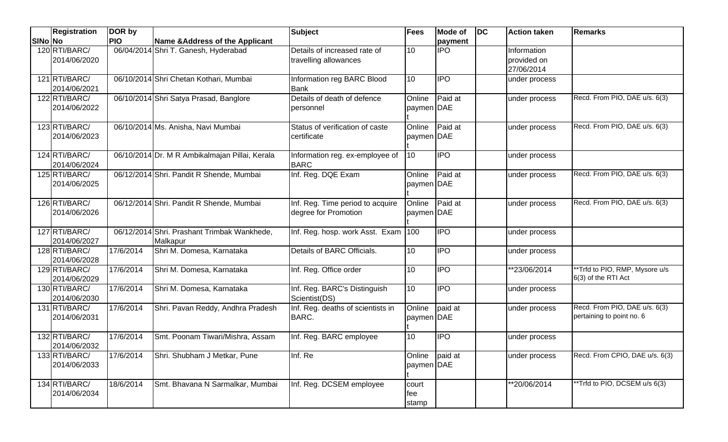| SINo | Registration No | DOR by PIO | Name &Address of the Applicant | Subject | Fees | Mode of payment | DC | Action taken | Remarks |
|---|---|---|---|---|---|---|---|---|---|
| 120 | RTI/BARC/ 2014/06/2020 | 06/04/2014 | Shri T. Ganesh, Hyderabad | Details of increased rate of travelling allowances | 10 | IPO | | Information provided on 27/06/2014 | |
| 121 | RTI/BARC/ 2014/06/2021 | 06/10/2014 | Shri Chetan Kothari, Mumbai | Information reg BARC Blood Bank | 10 | IPO | | under process | |
| 122 | RTI/BARC/ 2014/06/2022 | 06/10/2014 | Shri Satya Prasad, Banglore | Details of death of defence personnel | Online payment | Paid at DAE | | under process | Recd. From PIO, DAE u/s. 6(3) |
| 123 | RTI/BARC/ 2014/06/2023 | 06/10/2014 | Ms. Anisha, Navi Mumbai | Status of verification of caste certificate | Online payment | Paid at DAE | | under process | Recd. From PIO, DAE u/s. 6(3) |
| 124 | RTI/BARC/ 2014/06/2024 | 06/10/2014 | Dr. M R Ambikalmajan Pillai, Kerala | Information reg. ex-employee of BARC | 10 | IPO | | under process | |
| 125 | RTI/BARC/ 2014/06/2025 | 06/12/2014 | Shri. Pandit R Shende, Mumbai | Inf. Reg. DQE Exam | Online payment | Paid at DAE | | under process | Recd. From PIO, DAE u/s. 6(3) |
| 126 | RTI/BARC/ 2014/06/2026 | 06/12/2014 | Shri. Pandit R Shende, Mumbai | Inf. Reg. Time period to acquire degree for Promotion | Online payment | Paid at DAE | | under process | Recd. From PIO, DAE u/s. 6(3) |
| 127 | RTI/BARC/ 2014/06/2027 | 06/12/2014 | Shri. Prashant Trimbak Wankhede, Malkapur | Inf. Reg. hosp. work Asst. Exam | 100 | IPO | | under process | |
| 128 | RTI/BARC/ 2014/06/2028 | 17/6/2014 | Shri M. Domesa, Karnataka | Details of BARC Officials. | 10 | IPO | | under process | |
| 129 | RTI/BARC/ 2014/06/2029 | 17/6/2014 | Shri M. Domesa, Karnataka | Inf. Reg. Office order | 10 | IPO | | **23/06/2014 | **Trfd to PIO, RMP, Mysore u/s 6(3) of the RTI Act |
| 130 | RTI/BARC/ 2014/06/2030 | 17/6/2014 | Shri M. Domesa, Karnataka | Inf. Reg. BARC's Distinguish Scientist(DS) | 10 | IPO | | under process | |
| 131 | RTI/BARC/ 2014/06/2031 | 17/6/2014 | Shri. Pavan Reddy, Andhra Pradesh | Inf. Reg. deaths of scientists in BARC. | Online payment | paid at DAE | | under process | Recd. From PIO, DAE u/s. 6(3) pertaining to point no. 6 |
| 132 | RTI/BARC/ 2014/06/2032 | 17/6/2014 | Smt. Poonam Tiwari/Mishra, Assam | Inf. Reg. BARC employee | 10 | IPO | | under process | |
| 133 | RTI/BARC/ 2014/06/2033 | 17/6/2014 | Shri. Shubham J Metkar, Pune | Inf. Re | Online payment | paid at DAE | | under process | Recd. From CPIO, DAE u/s. 6(3) |
| 134 | RTI/BARC/ 2014/06/2034 | 18/6/2014 | Smt. Bhavana N Sarmalkar, Mumbai | Inf. Reg. DCSEM employee | court fee stamp | | | **20/06/2014 | **Trfd to PIO, DCSEM u/s 6(3) |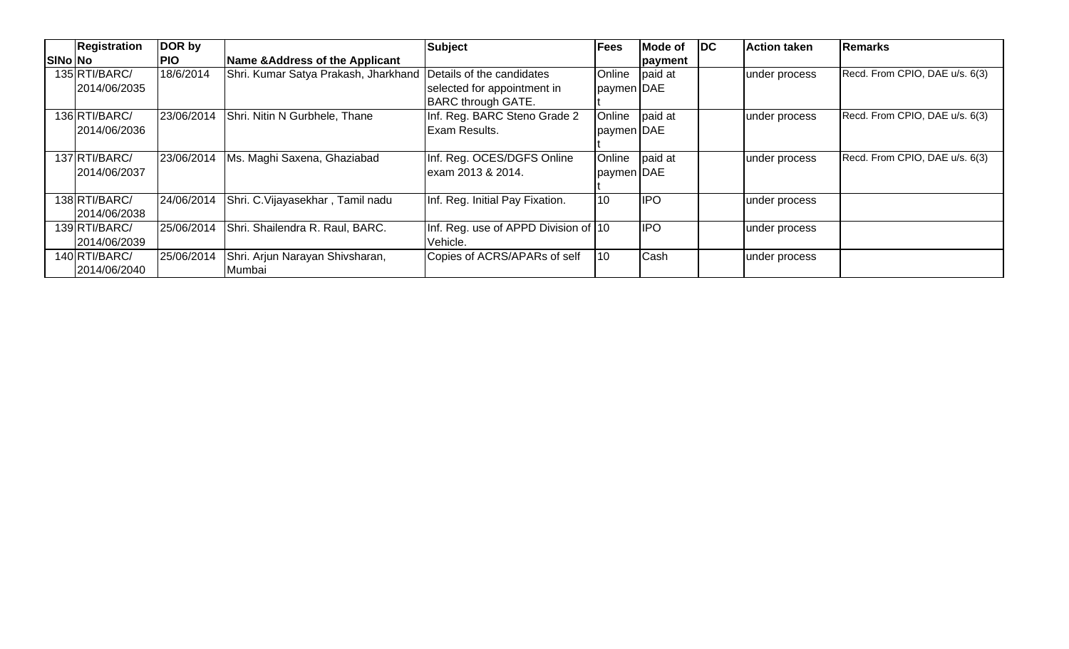| SlNo | Registration No | DOR by PIO | Name &Address of the Applicant | Subject | Fees | Mode of payment | DC | Action taken | Remarks |
|---|---|---|---|---|---|---|---|---|---|
| 135 | RTI/BARC/ 2014/06/2035 | 18/6/2014 | Shri. Kumar Satya Prakash, Jharkhand | Details of the candidates selected for appointment in BARC through GATE. | Online payment | paid at DAE | | under process | Recd. From CPIO, DAE u/s. 6(3) |
| 136 | RTI/BARC/ 2014/06/2036 | 23/06/2014 | Shri. Nitin N Gurbhele, Thane | Inf. Reg. BARC Steno Grade 2 Exam Results. | Online payment | paid at DAE | | under process | Recd. From CPIO, DAE u/s. 6(3) |
| 137 | RTI/BARC/ 2014/06/2037 | 23/06/2014 | Ms. Maghi Saxena, Ghaziabad | Inf. Reg. OCES/DGFS Online exam 2013 & 2014. | Online payment | paid at DAE | | under process | Recd. From CPIO, DAE u/s. 6(3) |
| 138 | RTI/BARC/ 2014/06/2038 | 24/06/2014 | Shri. C.Vijayasekhar , Tamil nadu | Inf. Reg. Initial Pay Fixation. | 10 | IPO | | under process | |
| 139 | RTI/BARC/ 2014/06/2039 | 25/06/2014 | Shri. Shailendra R. Raul, BARC. | Inf. Reg. use of APPD Division of Vehicle. | 10 | IPO | | under process | |
| 140 | RTI/BARC/ 2014/06/2040 | 25/06/2014 | Shri. Arjun Narayan Shivsharan, Mumbai | Copies of ACRS/APARs of self | 10 | Cash | | under process | |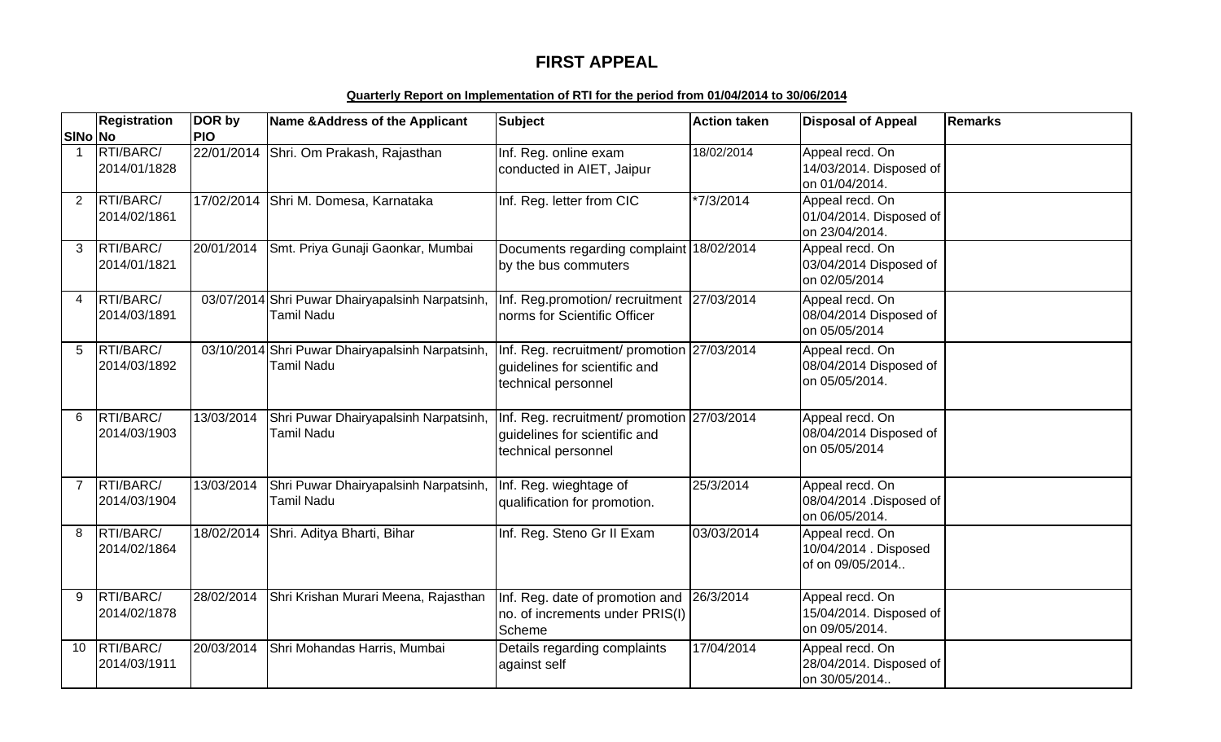# FIRST APPEAL

**Quarterly Report on Implementation of RTI for the period from 01/04/2014 to 30/06/2014**

| SlNo | Registration No | DOR by PIO | Name &Address of the Applicant | Subject | Action taken | Disposal of Appeal | Remarks |
|---|---|---|---|---|---|---|---|
| 1 | RTI/BARC/ 2014/01/1828 | 22/01/2014 | Shri. Om Prakash, Rajasthan | Inf. Reg. online exam conducted in AIET, Jaipur | 18/02/2014 | Appeal recd. On 14/03/2014. Disposed of on 01/04/2014. | |
| 2 | RTI/BARC/ 2014/02/1861 | 17/02/2014 | Shri M. Domesa, Karnataka | Inf. Reg. letter from CIC | *7/3/2014 | Appeal recd. On 01/04/2014. Disposed of on 23/04/2014. | |
| 3 | RTI/BARC/ 2014/01/1821 | 20/01/2014 | Smt. Priya Gunaji Gaonkar, Mumbai | Documents regarding complaint by the bus commuters | 18/02/2014 | Appeal recd. On 03/04/2014 Disposed of on 02/05/2014 | |
| 4 | RTI/BARC/ 2014/03/1891 | 03/07/2014 | Shri Puwar Dhairyapalsinh Narpatsinh, Tamil Nadu | Inf. Reg.promotion/ recruitment norms for Scientific Officer | 27/03/2014 | Appeal recd. On 08/04/2014 Disposed of on 05/05/2014 | |
| 5 | RTI/BARC/ 2014/03/1892 | 03/10/2014 | Shri Puwar Dhairyapalsinh Narpatsinh, Tamil Nadu | Inf. Reg. recruitment/ promotion guidelines for scientific and technical personnel | 27/03/2014 | Appeal recd. On 08/04/2014 Disposed of on 05/05/2014. | |
| 6 | RTI/BARC/ 2014/03/1903 | 13/03/2014 | Shri Puwar Dhairyapalsinh Narpatsinh, Tamil Nadu | Inf. Reg. recruitment/ promotion guidelines for scientific and technical personnel | 27/03/2014 | Appeal recd. On 08/04/2014 Disposed of on 05/05/2014 | |
| 7 | RTI/BARC/ 2014/03/1904 | 13/03/2014 | Shri Puwar Dhairyapalsinh Narpatsinh, Tamil Nadu | Inf. Reg. wieghtage of qualification for promotion. | 25/3/2014 | Appeal recd. On 08/04/2014 .Disposed of on 06/05/2014. | |
| 8 | RTI/BARC/ 2014/02/1864 | 18/02/2014 | Shri. Aditya Bharti, Bihar | Inf. Reg. Steno Gr II Exam | 03/03/2014 | Appeal recd. On 10/04/2014 . Disposed of on 09/05/2014.. | |
| 9 | RTI/BARC/ 2014/02/1878 | 28/02/2014 | Shri Krishan Murari Meena, Rajasthan | Inf. Reg. date of promotion and no. of increments under PRIS(I) Scheme | 26/3/2014 | Appeal recd. On 15/04/2014. Disposed of on 09/05/2014. | |
| 10 | RTI/BARC/ 2014/03/1911 | 20/03/2014 | Shri Mohandas Harris, Mumbai | Details regarding complaints against self | 17/04/2014 | Appeal recd. On 28/04/2014. Disposed of on 30/05/2014.. | |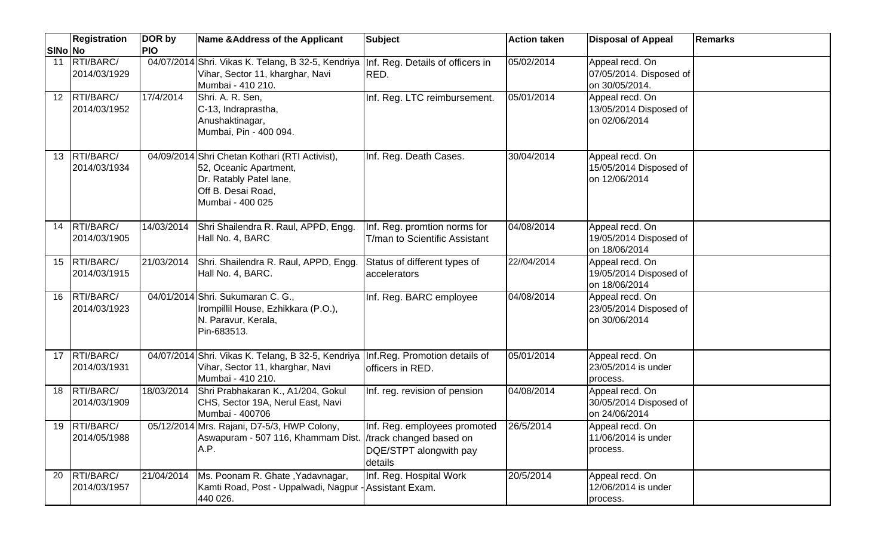| SlNo | Registration No | DOR by PIO | Name &Address of the Applicant | Subject | Action taken | Disposal of Appeal | Remarks |
|---|---|---|---|---|---|---|---|
| 11 | RTI/BARC/ 2014/03/1929 | 04/07/2014 | Shri. Vikas K. Telang, B 32-5, Kendriya Vihar, Sector 11, kharghar, Navi Mumbai - 410 210. | Inf. Reg. Details of officers in RED. | 05/02/2014 | Appeal recd. On 07/05/2014. Disposed of on 30/05/2014. | |
| 12 | RTI/BARC/ 2014/03/1952 | 17/4/2014 | Shri. A. R. Sen, C-13, Indraprastha, Anushaktinagar, Mumbai, Pin - 400 094. | Inf. Reg. LTC reimbursement. | 05/01/2014 | Appeal recd. On 13/05/2014 Disposed of on 02/06/2014 | |
| 13 | RTI/BARC/ 2014/03/1934 | 04/09/2014 | Shri Chetan Kothari (RTI Activist), 52, Oceanic Apartment, Dr. Ratably Patel lane, Off B. Desai Road, Mumbai - 400 025 | Inf. Reg. Death Cases. | 30/04/2014 | Appeal recd. On 15/05/2014 Disposed of on 12/06/2014 | |
| 14 | RTI/BARC/ 2014/03/1905 | 14/03/2014 | Shri Shailendra R. Raul, APPD, Engg. Hall No. 4, BARC | Inf. Reg. promtion norms for T/man to Scientific Assistant | 04/08/2014 | Appeal recd. On 19/05/2014 Disposed of on 18/06/2014 | |
| 15 | RTI/BARC/ 2014/03/1915 | 21/03/2014 | Shri. Shailendra R. Raul, APPD, Engg. Hall No. 4, BARC. | Status of different types of accelerators | 22//04/2014 | Appeal recd. On 19/05/2014 Disposed of on 18/06/2014 | |
| 16 | RTI/BARC/ 2014/03/1923 | 04/01/2014 | Shri. Sukumaran C. G., Irompillil House, Ezhikkara (P.O.), N. Paravur, Kerala, Pin-683513. | Inf. Reg. BARC employee | 04/08/2014 | Appeal recd. On 23/05/2014 Disposed of on 30/06/2014 | |
| 17 | RTI/BARC/ 2014/03/1931 | 04/07/2014 | Shri. Vikas K. Telang, B 32-5, Kendriya Vihar, Sector 11, kharghar, Navi Mumbai - 410 210. | Inf.Reg. Promotion details of officers in RED. | 05/01/2014 | Appeal recd. On 23/05/2014 is under process. | |
| 18 | RTI/BARC/ 2014/03/1909 | 18/03/2014 | Shri Prabhakaran K., A1/204, Gokul CHS, Sector 19A, Nerul East, Navi Mumbai - 400706 | Inf. reg. revision of pension | 04/08/2014 | Appeal recd. On 30/05/2014 Disposed of on 24/06/2014 | |
| 19 | RTI/BARC/ 2014/05/1988 | 05/12/2014 | Mrs. Rajani, D7-5/3, HWP Colony, Aswapuram - 507 116, Khammam Dist. A.P. | Inf. Reg. employees promoted /track changed based on DQE/STPT alongwith pay details | 26/5/2014 | Appeal recd. On 11/06/2014 is under process. | |
| 20 | RTI/BARC/ 2014/03/1957 | 21/04/2014 | Ms. Poonam R. Ghate ,Yadavnagar, Kamti Road, Post - Uppalwadi, Nagpur - 440 026. | Inf. Reg. Hospital Work Assistant Exam. | 20/5/2014 | Appeal recd. On 12/06/2014 is under process. | |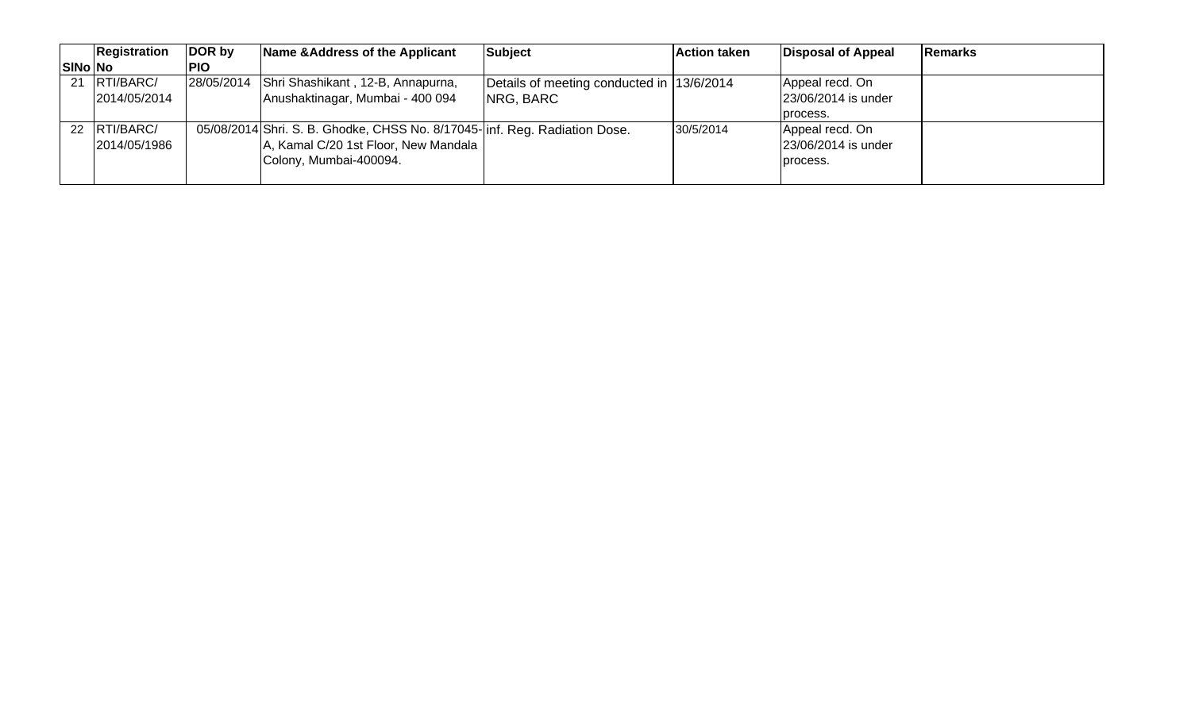| SlNo | Registration No | DOR by PIO | Name &Address of the Applicant | Subject | Action taken | Disposal of Appeal | Remarks |
|---|---|---|---|---|---|---|---|
| 21 | RTI/BARC/ 2014/05/2014 | 28/05/2014 | Shri Shashikant , 12-B, Annapurna, Anushaktinagar, Mumbai - 400 094 | Details of meeting conducted in NRG, BARC | 13/6/2014 | Appeal recd. On 23/06/2014 is under process. | |
| 22 | RTI/BARC/ 2014/05/1986 | 05/08/2014 | Shri. S. B. Ghodke, CHSS No. 8/17045-A, Kamal C/20 1st Floor, New Mandala Colony, Mumbai-400094. | inf. Reg. Radiation Dose. | 30/5/2014 | Appeal recd. On 23/06/2014 is under process. | |